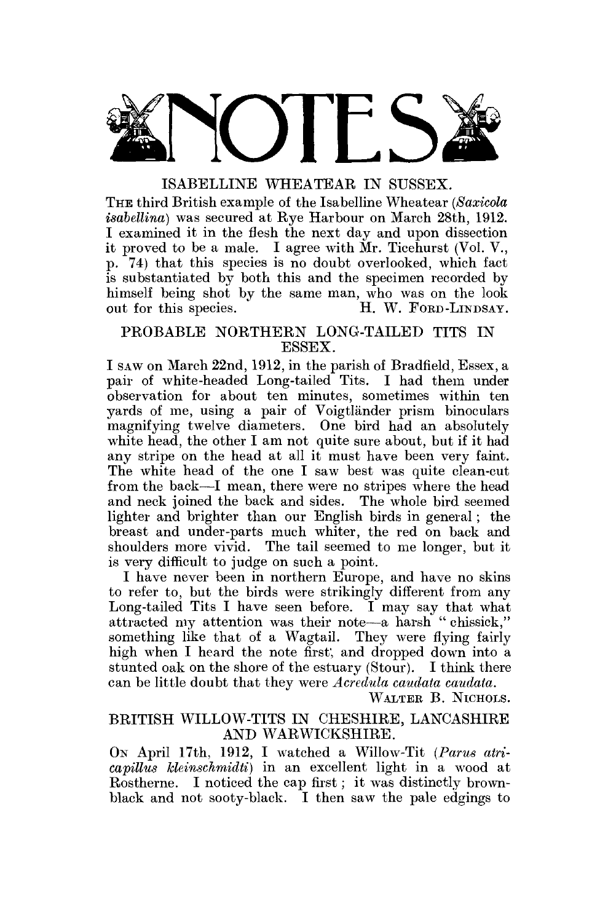# NOTES

## ISABELLINE WHEATEAR IN SUSSEX.

The third British example of the Isabelline Wheatear (*Saxicola isabellina*) was secured at Rye Harbour on March 28th, 1912. I examined it in the flesh the next day and upon dissection it proved to be a male. I agree with Mr. Ticehurst (Vol. V., p. 74) that this species is no doubt overlooked, which fact is substantiated by both this and the specimen recorded by himself being shot by the same man, who was on the look out for this species.

H. W. Ford-Lindsay.

## PROBABLE NORTHERN LONG-TAILED TITS IN ESSEX.

I saw on March 22nd, 1912, in the parish of Bradfield, Essex, a pair of white-headed Long-tailed Tits. I had them under observation for about ten minutes, sometimes within ten yards of me, using a pair of Voigtländer prism binoculars magnifying twelve diameters. One bird had an absolutely white head, the other I am not quite sure about, but if it had any stripe on the head at all it must have been very faint. The white head of the one I saw best was quite clean-cut from the back—I mean, there were no stripes where the head and neck joined the back and sides. The whole bird seemed lighter and brighter than our English birds in general; the breast and under-parts much whiter, the red on back and shoulders more vivid. The tail seemed to me longer, but it is very difficult to judge on such a point.

I have never been in northern Europe, and have no skins to refer to, but the birds were strikingly different from any Long-tailed Tits I have seen before. I may say that what attracted my attention was their note—a harsh "chissick," something like that of a Wagtail. They were flying fairly high when I heard the note first, and dropped down into a stunted oak on the shore of the estuary (Stour). I think there can be little doubt that they were *Acredula caudata caudata*.

Walter B. Nichols.

## BRITISH WILLOW-TITS IN CHESHIRE, LANCASHIRE AND WARWICKSHIRE.

On April 17th, 1912, I watched a Willow-Tit (*Parus atricapillus kleinschmidti*) in an excellent light in a wood at Rostherne. I noticed the cap first; it was distinctly brown-black and not sooty-black. I then saw the pale edgings to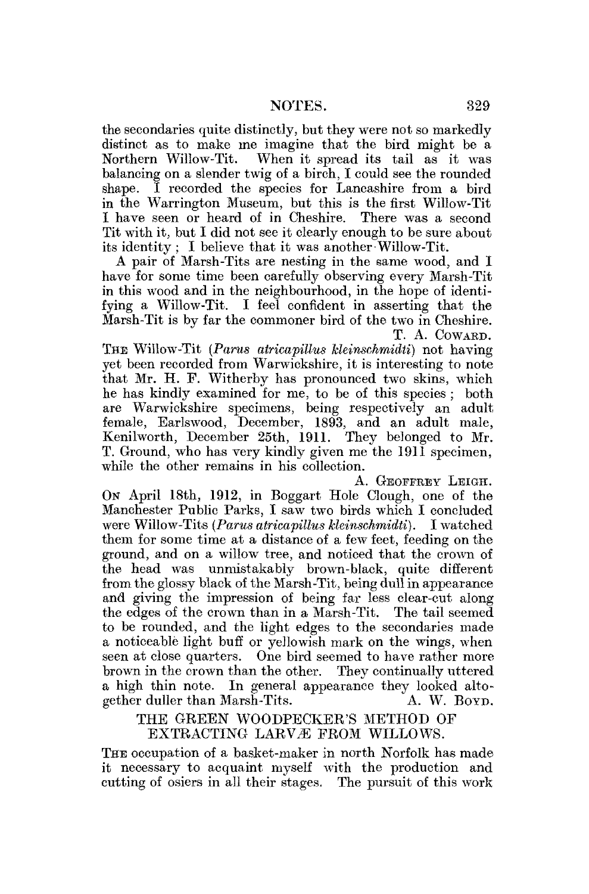the secondaries quite distinctly, but they were not so markedly distinct as to make me imagine that the bird might be a Northern Willow-Tit. When it spread its tail as it was balancing on a slender twig of a birch, I could see the rounded shape. I recorded the species for Lancashire from a bird in the Warrington Museum, but this is the first Willow-Tit I have seen or heard of in Cheshire. There was a second Tit with it, but I did not see it clearly enough to be sure about its identity ; I believe that it was another Willow-Tit.

A pair of Marsh-Tits are nesting in the same wood, and I have for some time been carefully observing every Marsh-Tit in this wood and in the neighbourhood, in the hope of identifying a Willow-Tit. I feel confident in asserting that the Marsh-Tit is by far the commoner bird of the two in Cheshire.

T. A. COWARD.

THE Willow-Tit (*Parus atricapillus kleinschmidti*) not having yet been recorded from Warwickshire, it is interesting to note that Mr. H. F. Witherby has pronounced two skins, which he has kindly examined for me, to be of this species ; both are Warwickshire specimens, being respectively an adult female, Earlswood, December, 1893, and an adult male, Kenilworth, December 25th, 1911. They belonged to Mr. T. Ground, who has very kindly given me the 1911 specimen, while the other remains in his collection.

A. GEOFFREY LEIGH.

ON April 18th, 1912, in Boggart Hole Clough, one of the Manchester Public Parks, I saw two birds which I concluded were Willow-Tits (*Parus atricapillus kleinschmidti*). I watched them for some time at a distance of a few feet, feeding on the ground, and on a willow tree, and noticed that the crown of the head was unmistakably brown-black, quite different from the glossy black of the Marsh-Tit, being dull in appearance and giving the impression of being far less clear-cut along the edges of the crown than in a Marsh-Tit. The tail seemed to be rounded, and the light edges to the secondaries made a noticeable light buff or yellowish mark on the wings, when seen at close quarters. One bird seemed to have rather more brown in the crown than the other. They continually uttered a high thin note. In general appearance they looked altogether duller than Marsh-Tits.

A. W. BOYD.

## THE GREEN WOODPECKER'S METHOD OF EXTRACTING LARVÆ FROM WILLOWS.

THE occupation of a basket-maker in north Norfolk has made it necessary to acquaint myself with the production and cutting of osiers in all their stages. The pursuit of this work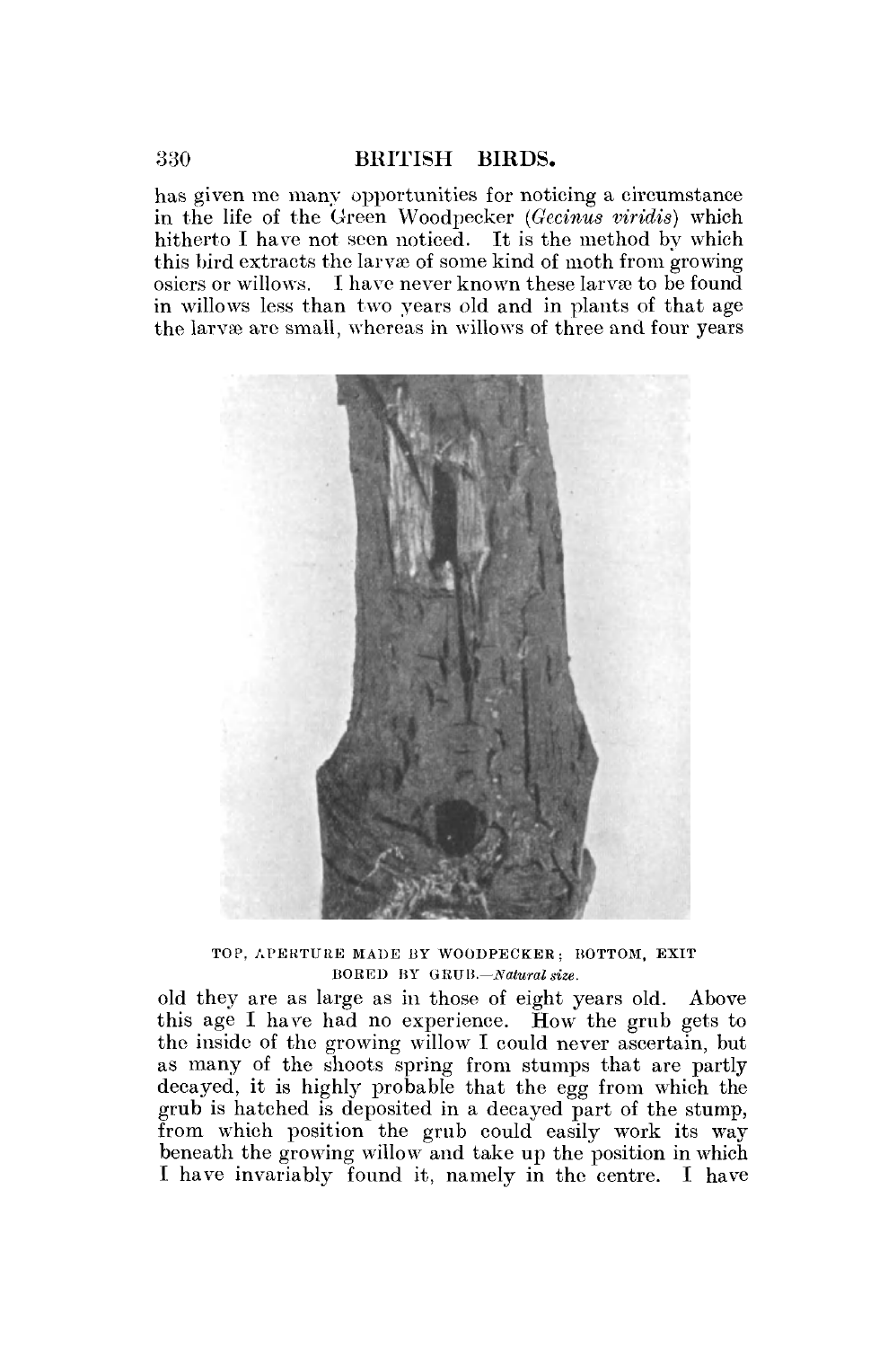has given me many opportunities for noticing a circumstance in the life of the Green Woodpecker (*Gecinus viridis*) which hitherto I have not seen noticed. It is the method by which this bird extracts the larvæ of some kind of moth from growing osiers or willows. I have never known these larvæ to be found in willows less than two years old and in plants of that age the larvæ are small, whereas in willows of three and four years

TOP, APERTURE MADE BY WOODPECKER; BOTTOM, EXIT BORED BY GRUB.—*Natural size.*

old they are as large as in those of eight years old. Above this age I have had no experience. How the grub gets to the inside of the growing willow I could never ascertain, but as many of the shoots spring from stumps that are partly decayed, it is highly probable that the egg from which the grub is hatched is deposited in a decayed part of the stump, from which position the grub could easily work its way beneath the growing willow and take up the position in which I have invariably found it, namely in the centre. I have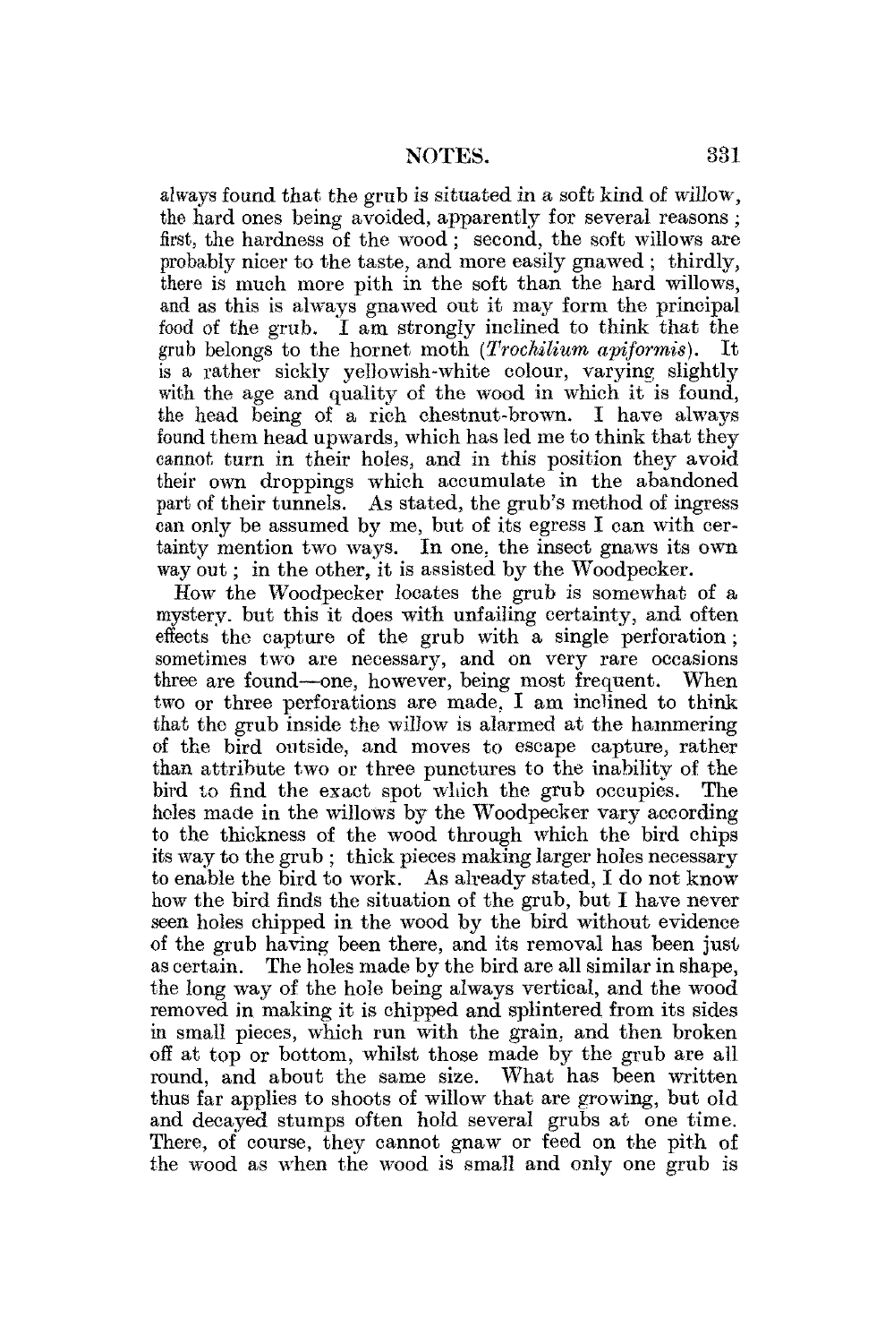always found that the grub is situated in a soft kind of willow, the hard ones being avoided, apparently for several reasons; first, the hardness of the wood; second, the soft willows are probably nicer to the taste, and more easily gnawed; thirdly, there is much more pith in the soft than the hard willows, and as this is always gnawed out it may form the principal food of the grub. I am strongly inclined to think that the grub belongs to the hornet moth (*Trochilium apiformis*). It is a rather sickly yellowish-white colour, varying slightly with the age and quality of the wood in which it is found, the head being of a rich chestnut-brown. I have always found them head upwards, which has led me to think that they cannot turn in their holes, and in this position they avoid their own droppings which accumulate in the abandoned part of their tunnels. As stated, the grub's method of ingress can only be assumed by me, but of its egress I can with certainty mention two ways. In one, the insect gnaws its own way out; in the other, it is assisted by the Woodpecker.

How the Woodpecker locates the grub is somewhat of a mystery. but this it does with unfailing certainty, and often effects the capture of the grub with a single perforation; sometimes two are necessary, and on very rare occasions three are found—one, however, being most frequent. When two or three perforations are made, I am inclined to think that the grub inside the willow is alarmed at the hammering of the bird outside, and moves to escape capture, rather than attribute two or three punctures to the inability of the bird to find the exact spot which the grub occupies. The holes made in the willows by the Woodpecker vary according to the thickness of the wood through which the bird chips its way to the grub; thick pieces making larger holes necessary to enable the bird to work. As already stated, I do not know how the bird finds the situation of the grub, but I have never seen holes chipped in the wood by the bird without evidence of the grub having been there, and its removal has been just as certain. The holes made by the bird are all similar in shape, the long way of the hole being always vertical, and the wood removed in making it is chipped and splintered from its sides in small pieces, which run with the grain, and then broken off at top or bottom, whilst those made by the grub are all round, and about the same size. What has been written thus far applies to shoots of willow that are growing, but old and decayed stumps often hold several grubs at one time. There, of course, they cannot gnaw or feed on the pith of the wood as when the wood is small and only one grub is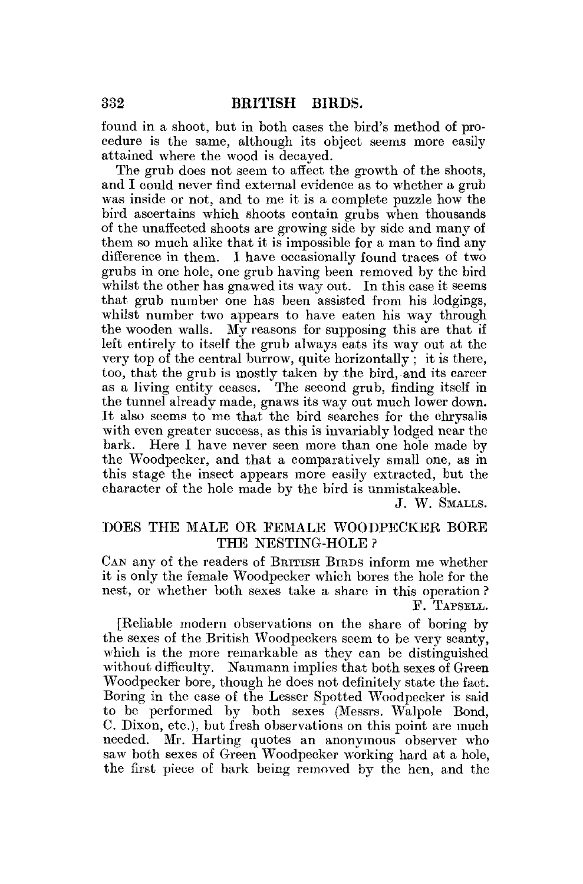found in a shoot, but in both cases the bird's method of procedure is the same, although its object seems more easily attained where the wood is decayed.

The grub does not seem to affect the growth of the shoots, and I could never find external evidence as to whether a grub was inside or not, and to me it is a complete puzzle how the bird ascertains which shoots contain grubs when thousands of the unaffected shoots are growing side by side and many of them so much alike that it is impossible for a man to find any difference in them. I have occasionally found traces of two grubs in one hole, one grub having been removed by the bird whilst the other has gnawed its way out. In this case it seems that grub number one has been assisted from his lodgings, whilst number two appears to have eaten his way through the wooden walls. My reasons for supposing this are that if left entirely to itself the grub always eats its way out at the very top of the central burrow, quite horizontally; it is there, too, that the grub is mostly taken by the bird, and its career as a living entity ceases. The second grub, finding itself in the tunnel already made, gnaws its way out much lower down. It also seems to me that the bird searches for the chrysalis with even greater success, as this is invariably lodged near the bark. Here I have never seen more than one hole made by the Woodpecker, and that a comparatively small one, as in this stage the insect appears more easily extracted, but the character of the hole made by the bird is unmistakeable.

J. W. Smalls.

## DOES THE MALE OR FEMALE WOODPECKER BORE THE NESTING-HOLE?

Can any of the readers of British Birds inform me whether it is only the female Woodpecker which bores the hole for the nest, or whether both sexes take a share in this operation?

F. Tapsell.

[Reliable modern observations on the share of boring by the sexes of the British Woodpeckers seem to be very scanty, which is the more remarkable as they can be distinguished without difficulty. Naumann implies that both sexes of Green Woodpecker bore, though he does not definitely state the fact. Boring in the case of the Lesser Spotted Woodpecker is said to be performed by both sexes (Messrs. Walpole Bond, C. Dixon, etc.), but fresh observations on this point are much needed. Mr. Harting quotes an anonymous observer who saw both sexes of Green Woodpecker working hard at a hole, the first piece of bark being removed by the hen, and the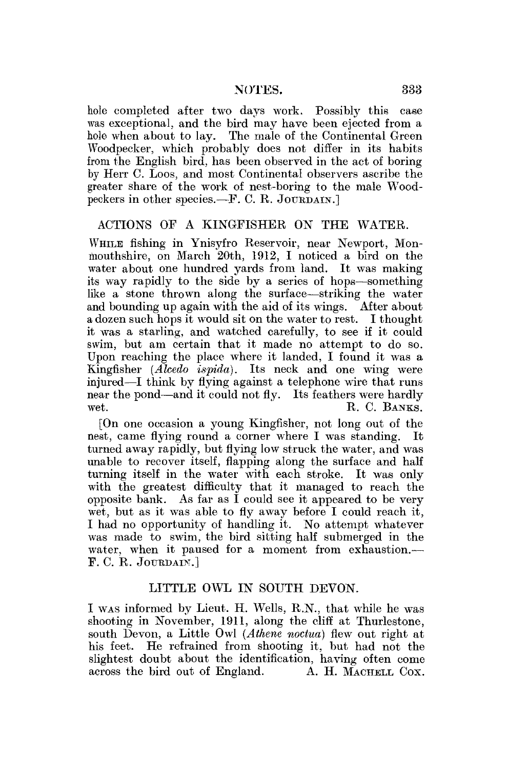hole completed after two days work. Possibly this case was exceptional, and the bird may have been ejected from a hole when about to lay. The male of the Continental Green Woodpecker, which probably does not differ in its habits from the English bird, has been observed in the act of boring by Herr C. Loos, and most Continental observers ascribe the greater share of the work of nest-boring to the male Woodpeckers in other species.—F. C. R. Jourdain.]

## ACTIONS OF A KINGFISHER ON THE WATER.

While fishing in Ynisyfro Reservoir, near Newport, Monmouthshire, on March 20th, 1912, I noticed a bird on the water about one hundred yards from land. It was making its way rapidly to the side by a series of hops—something like a stone thrown along the surface—striking the water and bounding up again with the aid of its wings. After about a dozen such hops it would sit on the water to rest. I thought it was a starling, and watched carefully, to see if it could swim, but am certain that it made no attempt to do so. Upon reaching the place where it landed, I found it was a Kingfisher (*Alcedo ispida*). Its neck and one wing were injured—I think by flying against a telephone wire that runs near the pond—and it could not fly. Its feathers were hardly wet. R. C. Banks.

[On one occasion a young Kingfisher, not long out of the nest, came flying round a corner where I was standing. It turned away rapidly, but flying low struck the water, and was unable to recover itself, flapping along the surface and half turning itself in the water with each stroke. It was only with the greatest difficulty that it managed to reach the opposite bank. As far as I could see it appeared to be very wet, but as it was able to fly away before I could reach it, I had no opportunity of handling it. No attempt whatever was made to swim, the bird sitting half submerged in the water, when it paused for a moment from exhaustion.—F. C. R. Jourdain.]

## LITTLE OWL IN SOUTH DEVON.

I was informed by Lieut. H. Wells, R.N., that while he was shooting in November, 1911, along the cliff at Thurlestone, south Devon, a Little Owl (*Athene noctua*) flew out right at his feet. He refrained from shooting it, but had not the slightest doubt about the identification, having often come across the bird out of England. A. H. Machell Cox.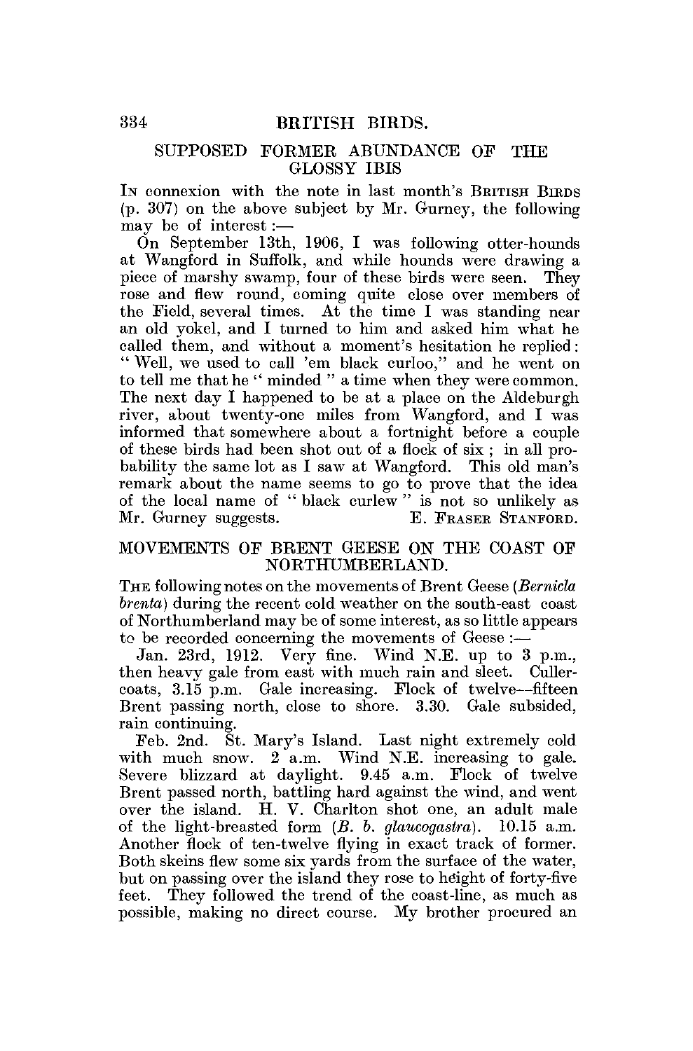## SUPPOSED FORMER ABUNDANCE OF THE GLOSSY IBIS

IN connexion with the note in last month's BRITISH BIRDS (p. 307) on the above subject by Mr. Gurney, the following may be of interest :—

On September 13th, 1906, I was following otter-hounds at Wangford in Suffolk, and while hounds were drawing a piece of marshy swamp, four of these birds were seen. They rose and flew round, coming quite close over members of the Field, several times. At the time I was standing near an old yokel, and I turned to him and asked him what he called them, and without a moment's hesitation he replied: "Well, we used to call 'em black curloo," and he went on to tell me that he "minded" a time when they were common. The next day I happened to be at a place on the Aldeburgh river, about twenty-one miles from Wangford, and I was informed that somewhere about a fortnight before a couple of these birds had been shot out of a flock of six ; in all probability the same lot as I saw at Wangford. This old man's remark about the name seems to go to prove that the idea of the local name of "black curlew" is not so unlikely as Mr. Gurney suggests.

E. FRASER STANFORD.

## MOVEMENTS OF BRENT GEESE ON THE COAST OF NORTHUMBERLAND.

THE following notes on the movements of Brent Geese (*Bernicla brenta*) during the recent cold weather on the south-east coast of Northumberland may be of some interest, as so little appears to be recorded concerning the movements of Geese :—

Jan. 23rd, 1912. Very fine. Wind N.E. up to 3 p.m., then heavy gale from east with much rain and sleet. Cullercoats, 3.15 p.m. Gale increasing. Flock of twelve—fifteen Brent passing north, close to shore. 3.30. Gale subsided, rain continuing.

Feb. 2nd. St. Mary's Island. Last night extremely cold with much snow. 2 a.m. Wind N.E. increasing to gale. Severe blizzard at daylight. 9.45 a.m. Flock of twelve Brent passed north, battling hard against the wind, and went over the island. H. V. Charlton shot one, an adult male of the light-breasted form (*B. b. glaucogastra*). 10.15 a.m. Another flock of ten-twelve flying in exact track of former. Both skeins flew some six yards from the surface of the water, but on passing over the island they rose to height of forty-five feet. They followed the trend of the coast-line, as much as possible, making no direct course. My brother procured an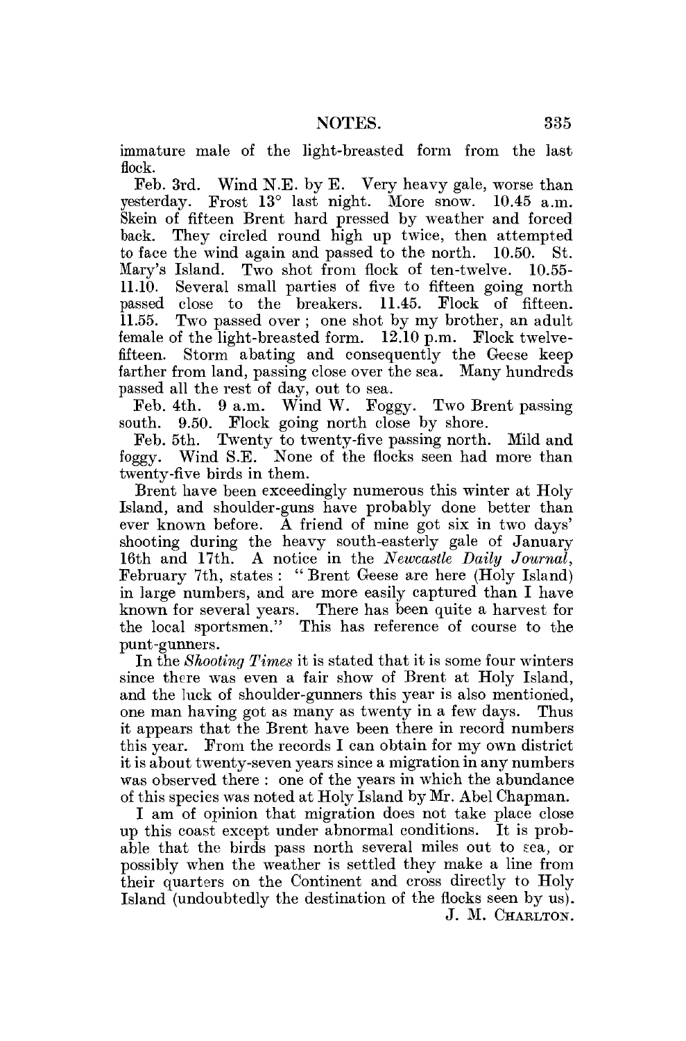immature male of the light-breasted form from the last flock.

Feb. 3rd. Wind N.E. by E. Very heavy gale, worse than yesterday. Frost 13° last night. More snow. 10.45 a.m. Skein of fifteen Brent hard pressed by weather and forced back. They circled round high up twice, then attempted to face the wind again and passed to the north. 10.50. St. Mary's Island. Two shot from flock of ten-twelve. 10.55-11.10. Several small parties of five to fifteen going north passed close to the breakers. 11.45. Flock of fifteen. 11.55. Two passed over; one shot by my brother, an adult female of the light-breasted form. 12.10 p.m. Flock twelve-fifteen. Storm abating and consequently the Geese keep farther from land, passing close over the sea. Many hundreds passed all the rest of day, out to sea.

Feb. 4th. 9 a.m. Wind W. Foggy. Two Brent passing south. 9.50. Flock going north close by shore.

Feb. 5th. Twenty to twenty-five passing north. Mild and foggy. Wind S.E. None of the flocks seen had more than twenty-five birds in them.

Brent have been exceedingly numerous this winter at Holy Island, and shoulder-guns have probably done better than ever known before. A friend of mine got six in two days' shooting during the heavy south-easterly gale of January 16th and 17th. A notice in the *Newcastle Daily Journal*, February 7th, states: "Brent Geese are here (Holy Island) in large numbers, and are more easily captured than I have known for several years. There has been quite a harvest for the local sportsmen." This has reference of course to the punt-gunners.

In the *Shooting Times* it is stated that it is some four winters since there was even a fair show of Brent at Holy Island, and the luck of shoulder-gunners this year is also mentioned, one man having got as many as twenty in a few days. Thus it appears that the Brent have been there in record numbers this year. From the records I can obtain for my own district it is about twenty-seven years since a migration in any numbers was observed there: one of the years in which the abundance of this species was noted at Holy Island by Mr. Abel Chapman.

I am of opinion that migration does not take place close up this coast except under abnormal conditions. It is probable that the birds pass north several miles out to sea, or possibly when the weather is settled they make a line from their quarters on the Continent and cross directly to Holy Island (undoubtedly the destination of the flocks seen by us).

J. M. CHARLTON.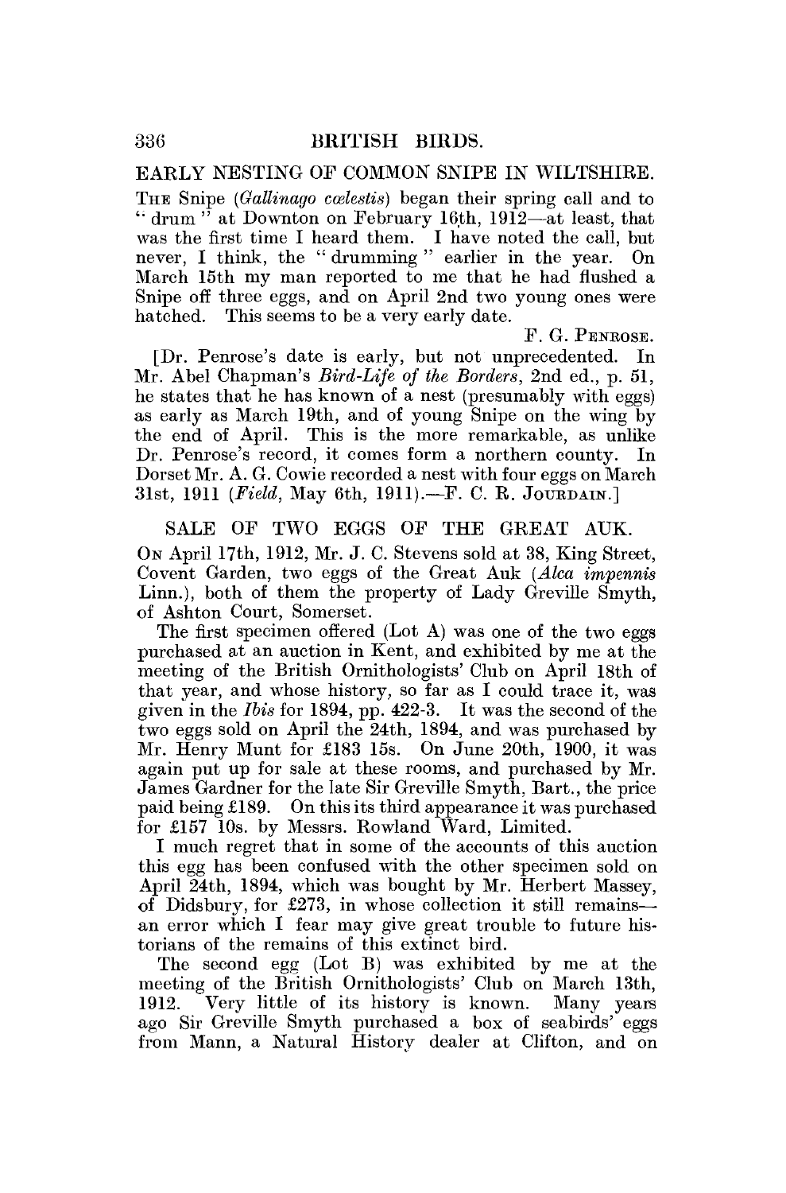## EARLY NESTING OF COMMON SNIPE IN WILTSHIRE.

THE Snipe (*Gallinago cœlestis*) began their spring call and to "drum" at Downton on February 16th, 1912—at least, that was the first time I heard them. I have noted the call, but never, I think, the "drumming" earlier in the year. On March 15th my man reported to me that he had flushed a Snipe off three eggs, and on April 2nd two young ones were hatched. This seems to be a very early date.

F. G. PENROSE.

[Dr. Penrose's date is early, but not unprecedented. In Mr. Abel Chapman's *Bird-Life of the Borders*, 2nd ed., p. 51, he states that he has known of a nest (presumably with eggs) as early as March 19th, and of young Snipe on the wing by the end of April. This is the more remarkable, as unlike Dr. Penrose's record, it comes form a northern county. In Dorset Mr. A. G. Cowie recorded a nest with four eggs on March 31st, 1911 (*Field*, May 6th, 1911).—F. C. R. JOURDAIN.]

## SALE OF TWO EGGS OF THE GREAT AUK.

ON April 17th, 1912, Mr. J. C. Stevens sold at 38, King Street, Covent Garden, two eggs of the Great Auk (*Alca impennis* Linn.), both of them the property of Lady Greville Smyth, of Ashton Court, Somerset.

The first specimen offered (Lot A) was one of the two eggs purchased at an auction in Kent, and exhibited by me at the meeting of the British Ornithologists' Club on April 18th of that year, and whose history, so far as I could trace it, was given in the *Ibis* for 1894, pp. 422-3. It was the second of the two eggs sold on April the 24th, 1894, and was purchased by Mr. Henry Munt for £183 15s. On June 20th, 1900, it was again put up for sale at these rooms, and purchased by Mr. James Gardner for the late Sir Greville Smyth, Bart., the price paid being £189. On this its third appearance it was purchased for £157 10s. by Messrs. Rowland Ward, Limited.

I much regret that in some of the accounts of this auction this egg has been confused with the other specimen sold on April 24th, 1894, which was bought by Mr. Herbert Massey, of Didsbury, for £273, in whose collection it still remains—an error which I fear may give great trouble to future historians of the remains of this extinct bird.

The second egg (Lot B) was exhibited by me at the meeting of the British Ornithologists' Club on March 13th, 1912. Very little of its history is known. Many years ago Sir Greville Smyth purchased a box of seabirds' eggs from Mann, a Natural History dealer at Clifton, and on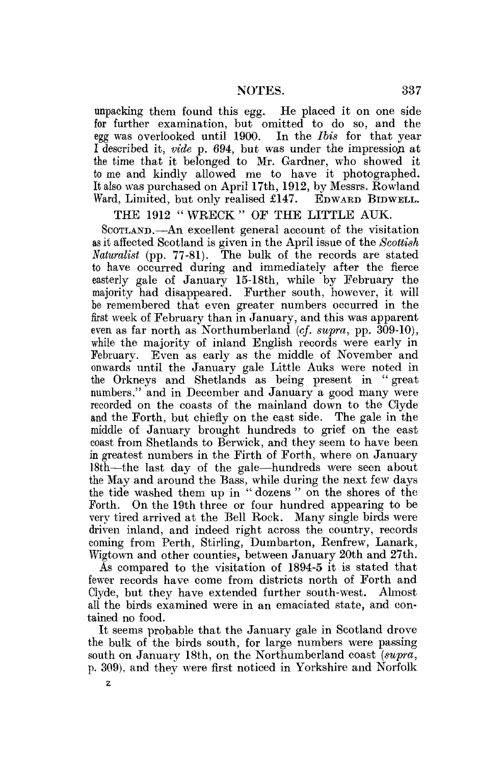unpacking them found this egg. He placed it on one side for further examination, but omitted to do so, and the egg was overlooked until 1900. In the *Ibis* for that year I described it, *vide* p. 694, but was under the impression at the time that it belonged to Mr. Gardner, who showed it to me and kindly allowed me to have it photographed. It also was purchased on April 17th, 1912, by Messrs. Rowland Ward, Limited, but only realised £147. EDWARD BIDWELL.

## THE 1912 "WRECK" OF THE LITTLE AUK.

SCOTLAND.—An excellent general account of the visitation as it affected Scotland is given in the April issue of the *Scottish Naturalist* (pp. 77-81). The bulk of the records are stated to have occurred during and immediately after the fierce easterly gale of January 15-18th, while by February the majority had disappeared. Further south, however, it will be remembered that even greater numbers occurred in the first week of February than in January, and this was apparent even as far north as Northumberland (*cf. supra*, pp. 309-10), while the majority of inland English records were early in February. Even as early as the middle of November and onwards until the January gale Little Auks were noted in the Orkneys and Shetlands as being present in "great numbers," and in December and January a good many were recorded on the coasts of the mainland down to the Clyde and the Forth, but chiefly on the east side. The gale in the middle of January brought hundreds to grief on the east coast from Shetlands to Berwick, and they seem to have been in greatest numbers in the Firth of Forth, where on January 18th—the last day of the gale—hundreds were seen about the May and around the Bass, while during the next few days the tide washed them up in "dozens" on the shores of the Forth. On the 19th three or four hundred appearing to be very tired arrived at the Bell Rock. Many single birds were driven inland, and indeed right across the country, records coming from Perth, Stirling, Dumbarton, Renfrew, Lanark, Wigtown and other counties, between January 20th and 27th.

As compared to the visitation of 1894-5 it is stated that fewer records have come from districts north of Forth and Clyde, but they have extended further south-west. Almost all the birds examined were in an emaciated state, and contained no food.

It seems probable that the January gale in Scotland drove the bulk of the birds south, for large numbers were passing south on January 18th, on the Northumberland coast (*supra*, p. 309), and they were first noticed in Yorkshire and Norfolk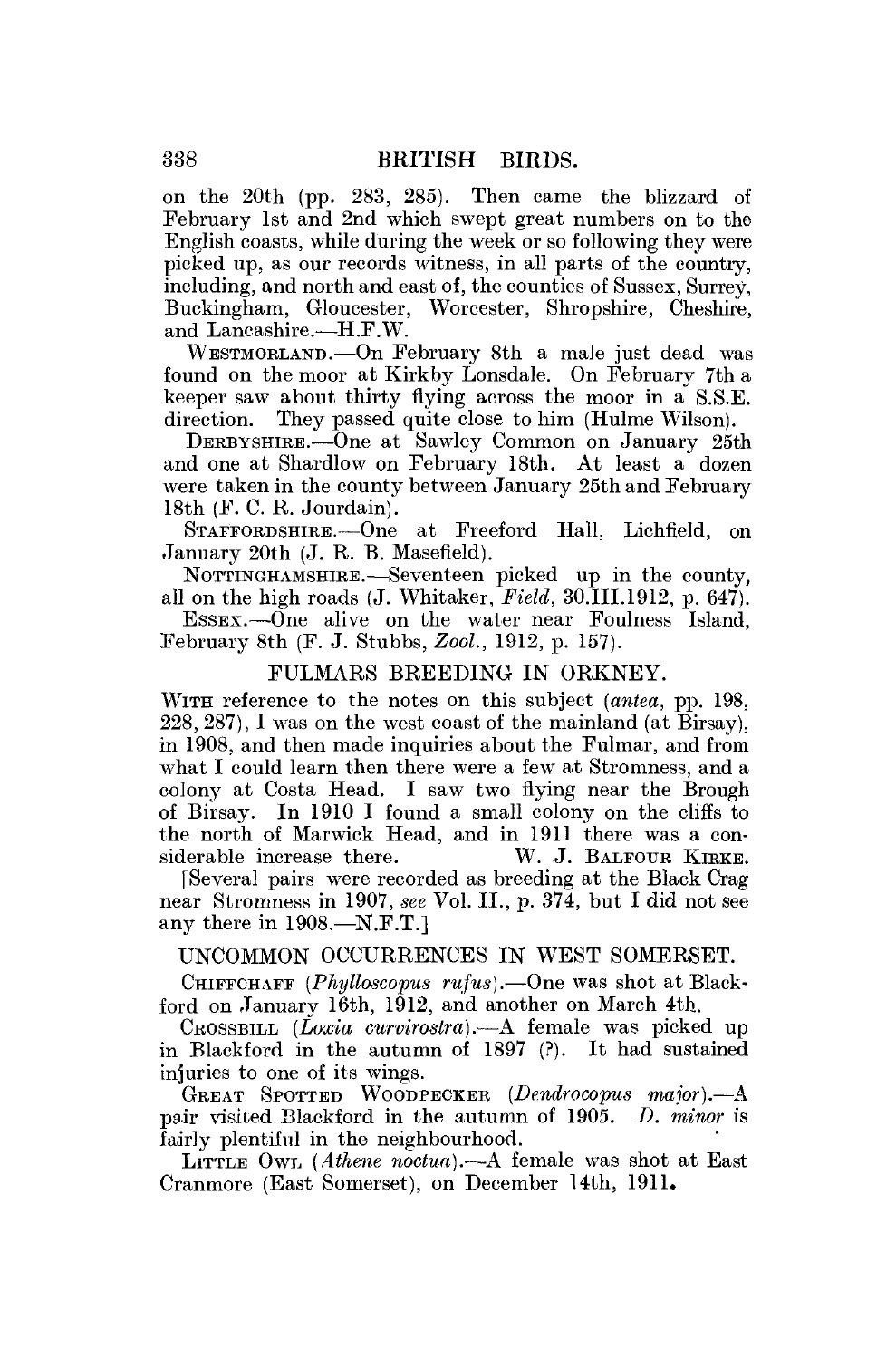on the 20th (pp. 283, 285). Then came the blizzard of February 1st and 2nd which swept great numbers on to the English coasts, while during the week or so following they were picked up, as our records witness, in all parts of the country, including, and north and east of, the counties of Sussex, Surrey, Buckingham, Gloucester, Worcester, Shropshire, Cheshire, and Lancashire.—H.F.W.

WESTMORLAND.—On February 8th a male just dead was found on the moor at Kirkby Lonsdale. On February 7th a keeper saw about thirty flying across the moor in a S.S.E. direction. They passed quite close to him (Hulme Wilson).

DERBYSHIRE.—One at Sawley Common on January 25th and one at Shardlow on February 18th. At least a dozen were taken in the county between January 25th and February 18th (F. C. R. Jourdain).

STAFFORDSHIRE.—One at Freeford Hall, Lichfield, on January 20th (J. R. B. Masefield).

NOTTINGHAMSHIRE.—Seventeen picked up in the county, all on the high roads (J. Whitaker, *Field*, 30.III.1912, p. 647).

ESSEX.—One alive on the water near Foulness Island, February 8th (F. J. Stubbs, *Zool.*, 1912, p. 157).

## FULMARS BREEDING IN ORKNEY.

WITH reference to the notes on this subject (*antea*, pp. 198, 228, 287), I was on the west coast of the mainland (at Birsay), in 1908, and then made inquiries about the Fulmar, and from what I could learn then there were a few at Stromness, and a colony at Costa Head. I saw two flying near the Brough of Birsay. In 1910 I found a small colony on the cliffs to the north of Marwick Head, and in 1911 there was a considerable increase there. W. J. BALFOUR KIRKE.

[Several pairs were recorded as breeding at the Black Crag near Stromness in 1907, *see* Vol. II., p. 374, but I did not see any there in 1908.—N.F.T.]

## UNCOMMON OCCURRENCES IN WEST SOMERSET.

CHIFFCHAFF (*Phylloscopus rufus*).—One was shot at Blackford on January 16th, 1912, and another on March 4th.

CROSSBILL (*Loxia curvirostra*).—A female was picked up in Blackford in the autumn of 1897 (?). It had sustained injuries to one of its wings.

GREAT SPOTTED WOODPECKER (*Dendrocopus major*).—A pair visited Blackford in the autumn of 1905. *D. minor* is fairly plentiful in the neighbourhood.

LITTLE OWL (*Athene noctua*).—A female was shot at East Cranmore (East Somerset), on December 14th, 1911.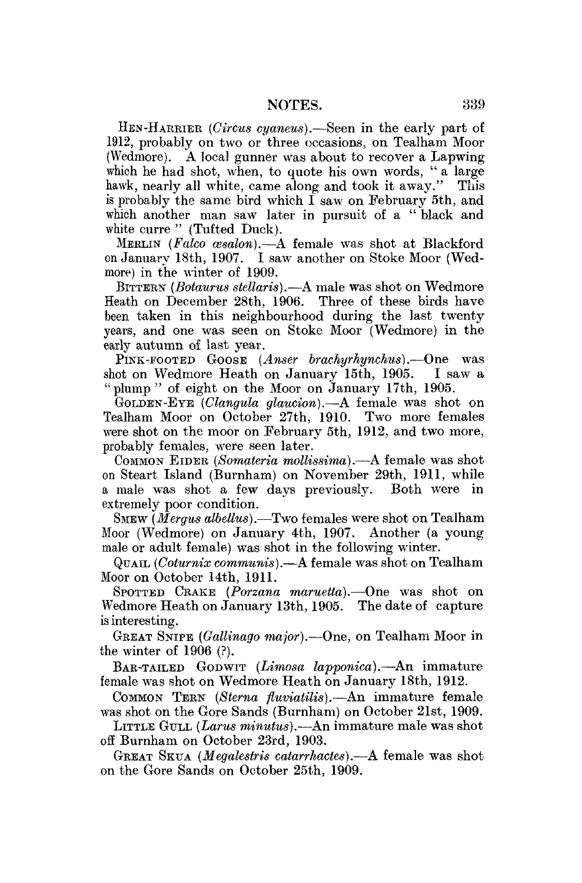Hen-Harrier (*Circus cyaneus*).—Seen in the early part of 1912, probably on two or three occasions, on Tealham Moor (Wedmore). A local gunner was about to recover a Lapwing which he had shot, when, to quote his own words, "a large hawk, nearly all white, came along and took it away." This is probably the same bird which I saw on February 5th, and which another man saw later in pursuit of a "black and white curre" (Tufted Duck).

Merlin (*Falco æsalon*).—A female was shot at Blackford on January 18th, 1907. I saw another on Stoke Moor (Wedmore) in the winter of 1909.

Bittern (*Botaurus stellaris*).—A male was shot on Wedmore Heath on December 28th, 1906. Three of these birds have been taken in this neighbourhood during the last twenty years, and one was seen on Stoke Moor (Wedmore) in the early autumn of last year.

Pink-footed Goose (*Anser brachyrhynchus*).—One was shot on Wedmore Heath on January 15th, 1905. I saw a "plump" of eight on the Moor on January 17th, 1905.

Golden-Eye (*Clangula glaucion*).—A female was shot on Tealham Moor on October 27th, 1910. Two more females were shot on the moor on February 5th, 1912, and two more, probably females, were seen later.

Common Eider (*Somateria mollissima*).—A female was shot on Steart Island (Burnham) on November 29th, 1911, while a male was shot a few days previously. Both were in extremely poor condition.

Smew (*Mergus albellus*).—Two females were shot on Tealham Moor (Wedmore) on January 4th, 1907. Another (a young male or adult female) was shot in the following winter.

Quail (*Coturnix communis*).—A female was shot on Tealham Moor on October 14th, 1911.

Spotted Crake (*Porzana maruetta*).—One was shot on Wedmore Heath on January 13th, 1905. The date of capture is interesting.

Great Snipe (*Gallinago major*).—One, on Tealham Moor in the winter of 1906 (?).

Bar-tailed Godwit (*Limosa lapponica*).—An immature female was shot on Wedmore Heath on January 18th, 1912.

Common Tern (*Sterna fluviatilis*).—An immature female was shot on the Gore Sands (Burnham) on October 21st, 1909.

Little Gull (*Larus minutus*).—An immature male was shot off Burnham on October 23rd, 1903.

Great Skua (*Megalestris catarrhactes*).—A female was shot on the Gore Sands on October 25th, 1909.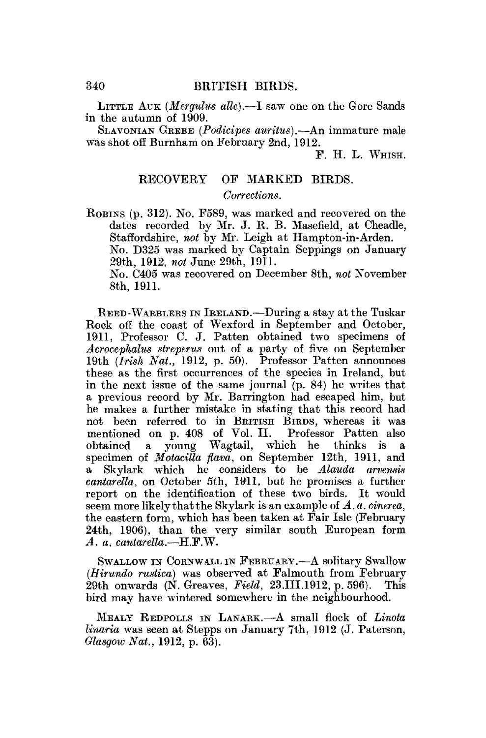LITTLE AUK (*Mergulus alle*).—I saw one on the Gore Sands in the autumn of 1909.

SLAVONIAN GREBE (*Podicipes auritus*).—An immature male was shot off Burnham on February 2nd, 1912.

F. H. L. WHISH.

## RECOVERY OF MARKED BIRDS.

*Corrections.*

ROBINS (p. 312). No. F589, was marked and recovered on the dates recorded by Mr. J. R. B. Masefield, at Cheadle, Staffordshire, *not* by Mr. Leigh at Hampton-in-Arden.

No. D325 was marked by Captain Seppings on January 29th, 1912, *not* June 29th, 1911.

No. C405 was recovered on December 8th, *not* November 8th, 1911.

REED-WARBLERS IN IRELAND.—During a stay at the Tuskar Rock off the coast of Wexford in September and October, 1911, Professor C. J. Patten obtained two specimens of *Acrocephalus streperus* out of a party of five on September 19th (*Irish Nat.*, 1912, p. 50). Professor Patten announces these as the first occurrences of the species in Ireland, but in the next issue of the same journal (p. 84) he writes that a previous record by Mr. Barrington had escaped him, but he makes a further mistake in stating that this record had not been referred to in BRITISH BIRDS, whereas it was mentioned on p. 408 of Vol. II. Professor Patten also obtained a young Wagtail, which he thinks is a specimen of *Motacilla flava*, on September 12th, 1911, and a Skylark which he considers to be *Alauda arvensis cantarella*, on October 5th, 1911, but he promises a further report on the identification of these two birds. It would seem more likely that the Skylark is an example of *A. a. cinerea*, the eastern form, which has been taken at Fair Isle (February 24th, 1906), than the very similar south European form *A. a. cantarella*.—H.F.W.

SWALLOW IN CORNWALL IN FEBRUARY.—A solitary Swallow (*Hirundo rustica*) was observed at Falmouth from February 29th onwards (N. Greaves, *Field*, 23.III.1912, p. 596). This bird may have wintered somewhere in the neighbourhood.

MEALY REDPOLLS IN LANARK.—A small flock of *Linota linaria* was seen at Stepps on January 7th, 1912 (J. Paterson, *Glasgow Nat.*, 1912, p. 63).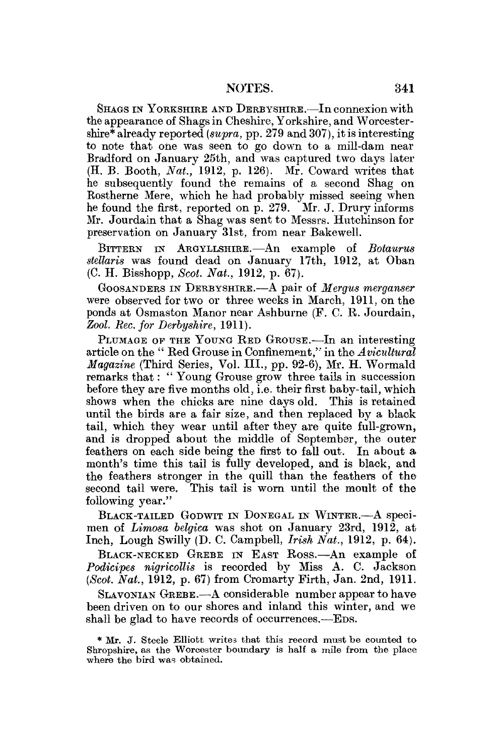SHAGS IN YORKSHIRE AND DERBYSHIRE.—In connexion with the appearance of Shags in Cheshire, Yorkshire, and Worcestershire* already reported (*supra*, pp. 279 and 307), it is interesting to note that one was seen to go down to a mill-dam near Bradford on January 25th, and was captured two days later (H. B. Booth, *Nat.*, 1912, p. 126). Mr. Coward writes that he subsequently found the remains of a second Shag on Rostherne Mere, which he had probably missed seeing when he found the first, reported on p. 279. Mr. J. Drury informs Mr. Jourdain that a Shag was sent to Messrs. Hutchinson for preservation on January 31st, from near Bakewell.

BITTERN IN ARGYLLSHIRE.—An example of *Botaurus stellaris* was found dead on January 17th, 1912, at Oban (C. H. Bisshopp, *Scot. Nat.*, 1912, p. 67).

GOOSANDERS IN DERBYSHIRE.—A pair of *Mergus merganser* were observed for two or three weeks in March, 1911, on the ponds at Osmaston Manor near Ashburne (F. C. R. Jourdain, *Zool. Rec. for Derbyshire*, 1911).

PLUMAGE OF THE YOUNG RED GROUSE.—In an interesting article on the "Red Grouse in Confinement," in the *Avicultural Magazine* (Third Series, Vol. III., pp. 92-6), Mr. H. Wormald remarks that: "Young Grouse grow three tails in succession before they are five months old, i.e. their first baby-tail, which shows when the chicks are nine days old. This is retained until the birds are a fair size, and then replaced by a black tail, which they wear until after they are quite full-grown, and is dropped about the middle of September, the outer feathers on each side being the first to fall out. In about a month's time this tail is fully developed, and is black, and the feathers stronger in the quill than the feathers of the second tail were. This tail is worn until the moult of the following year."

BLACK-TAILED GODWIT IN DONEGAL IN WINTER.—A specimen of *Limosa belgica* was shot on January 23rd, 1912, at Inch, Lough Swilly (D. C. Campbell, *Irish Nat.*, 1912, p. 64).

BLACK-NECKED GREBE IN EAST ROSS.—An example of *Podicipes nigricollis* is recorded by Miss A. C. Jackson (*Scot. Nat.*, 1912, p. 67) from Cromarty Firth, Jan. 2nd, 1911.

SLAVONIAN GREBE.—A considerable number appear to have been driven on to our shores and inland this winter, and we shall be glad to have records of occurrences.—EDS.

\* Mr. J. Steele Elliott writes that this record must be counted to Shropshire, as the Worcester boundary is half a mile from the place where the bird was obtained.